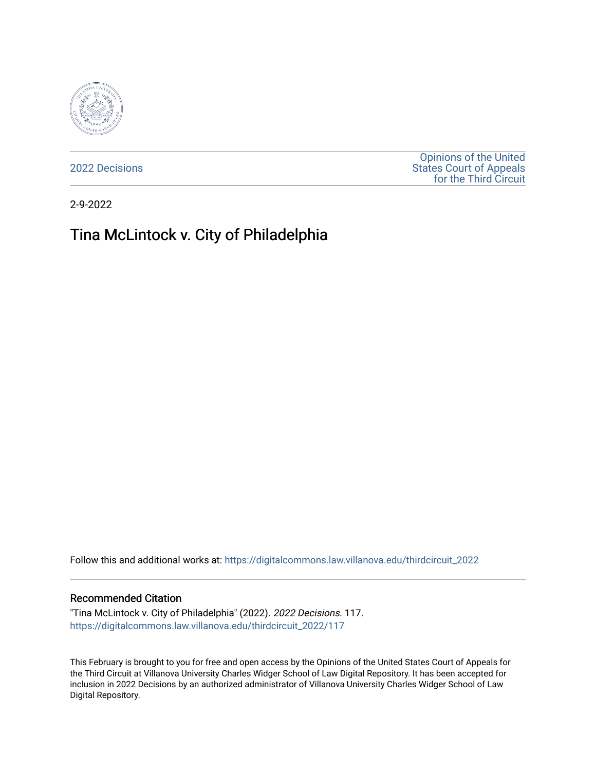2022 Decisions

Opinions of the United States Court of Appeals for the Third Circuit

2-9-2022

# Tina McLintock v. City of Philadelphia

Follow this and additional works at: https://digitalcommons.law.villanova.edu/thirdcircuit_2022

### Recommended Citation

"Tina McLintock v. City of Philadelphia" (2022). *2022 Decisions*. 117.
https://digitalcommons.law.villanova.edu/thirdcircuit_2022/117

This February is brought to you for free and open access by the Opinions of the United States Court of Appeals for the Third Circuit at Villanova University Charles Widger School of Law Digital Repository. It has been accepted for inclusion in 2022 Decisions by an authorized administrator of Villanova University Charles Widger School of Law Digital Repository.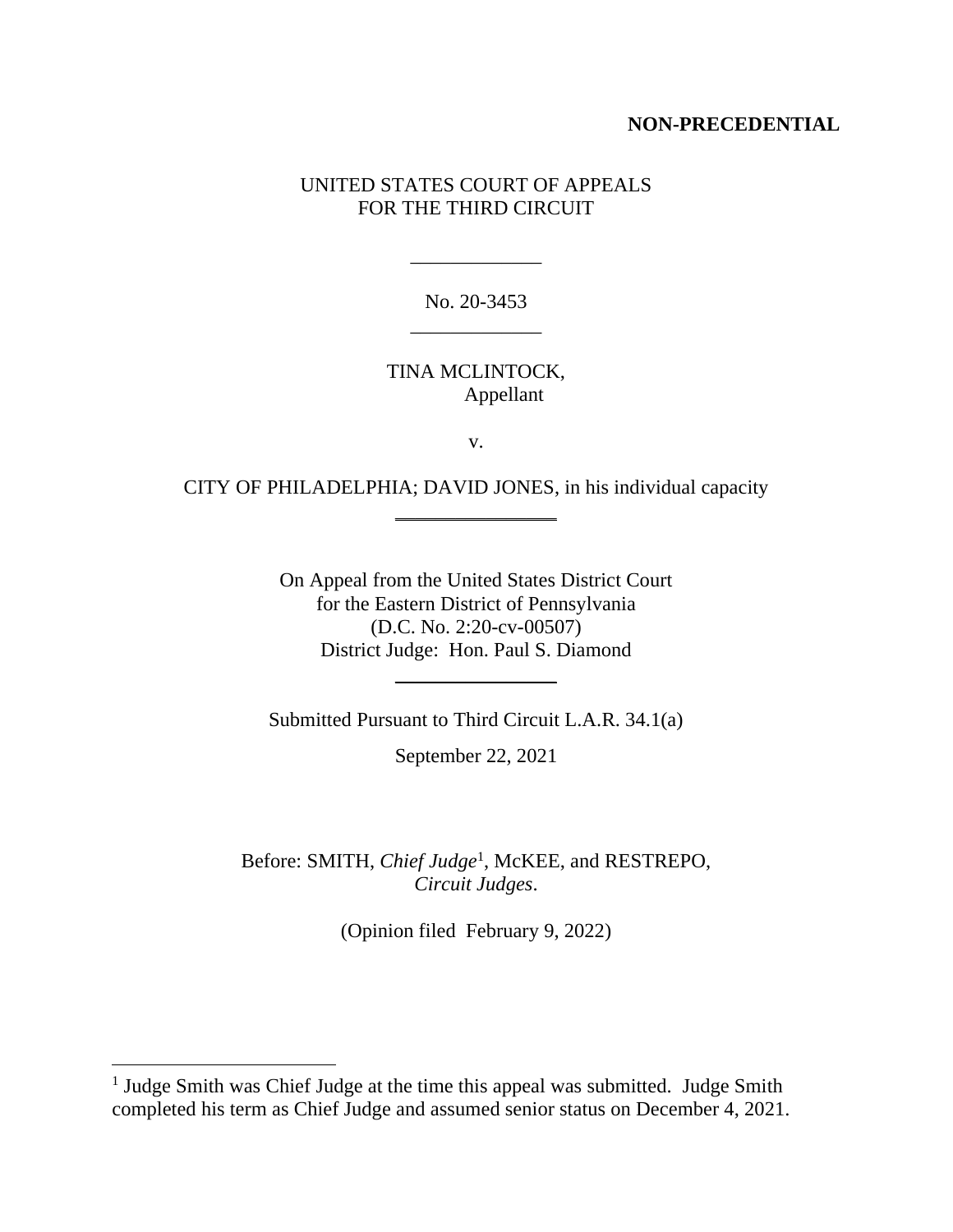**NON-PRECEDENTIAL**

UNITED STATES COURT OF APPEALS
FOR THE THIRD CIRCUIT

---

No. 20-3453

---

TINA MCLINTOCK,
Appellant

v.

CITY OF PHILADELPHIA; DAVID JONES, in his individual capacity

---

On Appeal from the United States District Court
for the Eastern District of Pennsylvania
(D.C. No. 2:20-cv-00507)
District Judge: Hon. Paul S. Diamond

---

Submitted Pursuant to Third Circuit L.A.R. 34.1(a)

September 22, 2021

Before: SMITH, *Chief Judge*[1], McKEE, and RESTREPO, *Circuit Judges*.

(Opinion filed February 9, 2022)

---

[1] Judge Smith was Chief Judge at the time this appeal was submitted. Judge Smith completed his term as Chief Judge and assumed senior status on December 4, 2021.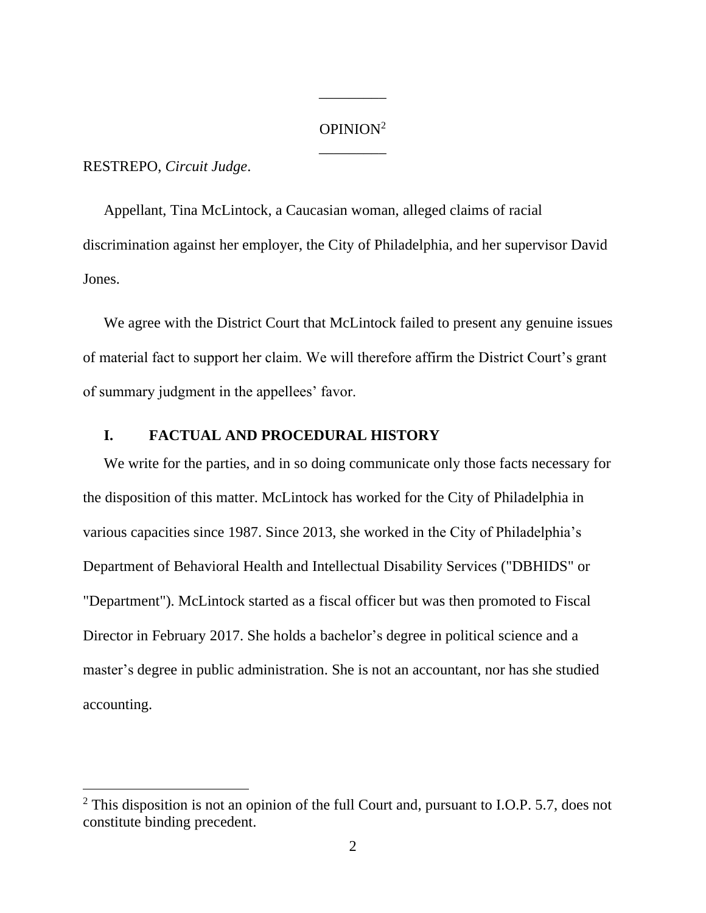OPINION[2]

RESTREPO, *Circuit Judge*.

Appellant, Tina McLintock, a Caucasian woman, alleged claims of racial discrimination against her employer, the City of Philadelphia, and her supervisor David Jones.

We agree with the District Court that McLintock failed to present any genuine issues of material fact to support her claim. We will therefore affirm the District Court's grant of summary judgment in the appellees' favor.

## I. FACTUAL AND PROCEDURAL HISTORY

We write for the parties, and in so doing communicate only those facts necessary for the disposition of this matter. McLintock has worked for the City of Philadelphia in various capacities since 1987. Since 2013, she worked in the City of Philadelphia's Department of Behavioral Health and Intellectual Disability Services ("DBHIDS" or "Department"). McLintock started as a fiscal officer but was then promoted to Fiscal Director in February 2017. She holds a bachelor's degree in political science and a master's degree in public administration. She is not an accountant, nor has she studied accounting.

[2] This disposition is not an opinion of the full Court and, pursuant to I.O.P. 5.7, does not constitute binding precedent.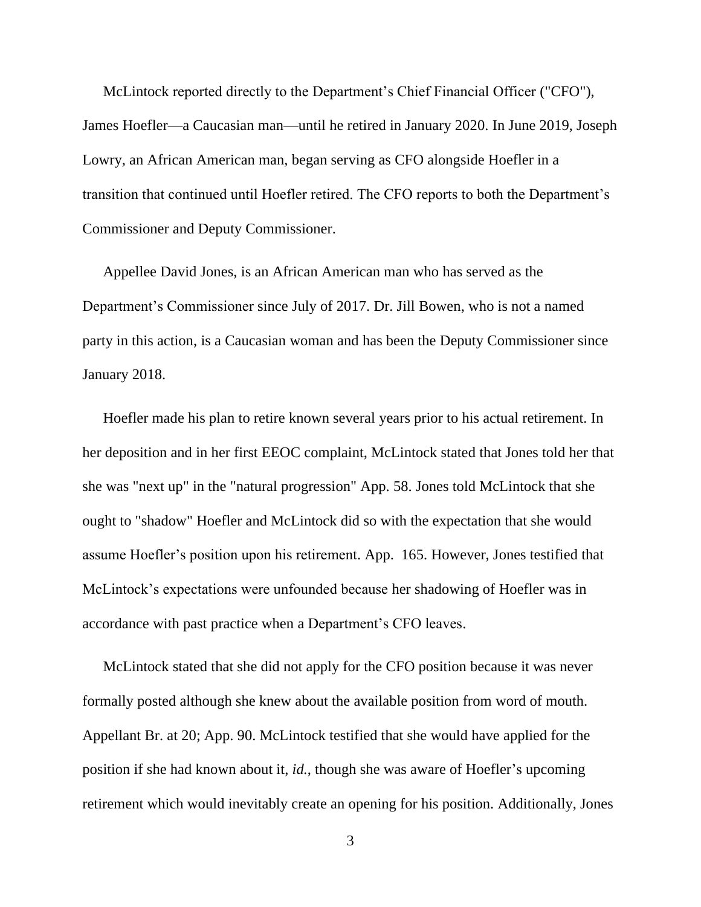McLintock reported directly to the Department's Chief Financial Officer ("CFO"), James Hoefler—a Caucasian man—until he retired in January 2020. In June 2019, Joseph Lowry, an African American man, began serving as CFO alongside Hoefler in a transition that continued until Hoefler retired. The CFO reports to both the Department's Commissioner and Deputy Commissioner.

Appellee David Jones, is an African American man who has served as the Department's Commissioner since July of 2017. Dr. Jill Bowen, who is not a named party in this action, is a Caucasian woman and has been the Deputy Commissioner since January 2018.

Hoefler made his plan to retire known several years prior to his actual retirement. In her deposition and in her first EEOC complaint, McLintock stated that Jones told her that she was "next up" in the "natural progression" App. 58. Jones told McLintock that she ought to "shadow" Hoefler and McLintock did so with the expectation that she would assume Hoefler's position upon his retirement. App. 165. However, Jones testified that McLintock's expectations were unfounded because her shadowing of Hoefler was in accordance with past practice when a Department's CFO leaves.

McLintock stated that she did not apply for the CFO position because it was never formally posted although she knew about the available position from word of mouth. Appellant Br. at 20; App. 90. McLintock testified that she would have applied for the position if she had known about it, *id.*, though she was aware of Hoefler's upcoming retirement which would inevitably create an opening for his position. Additionally, Jones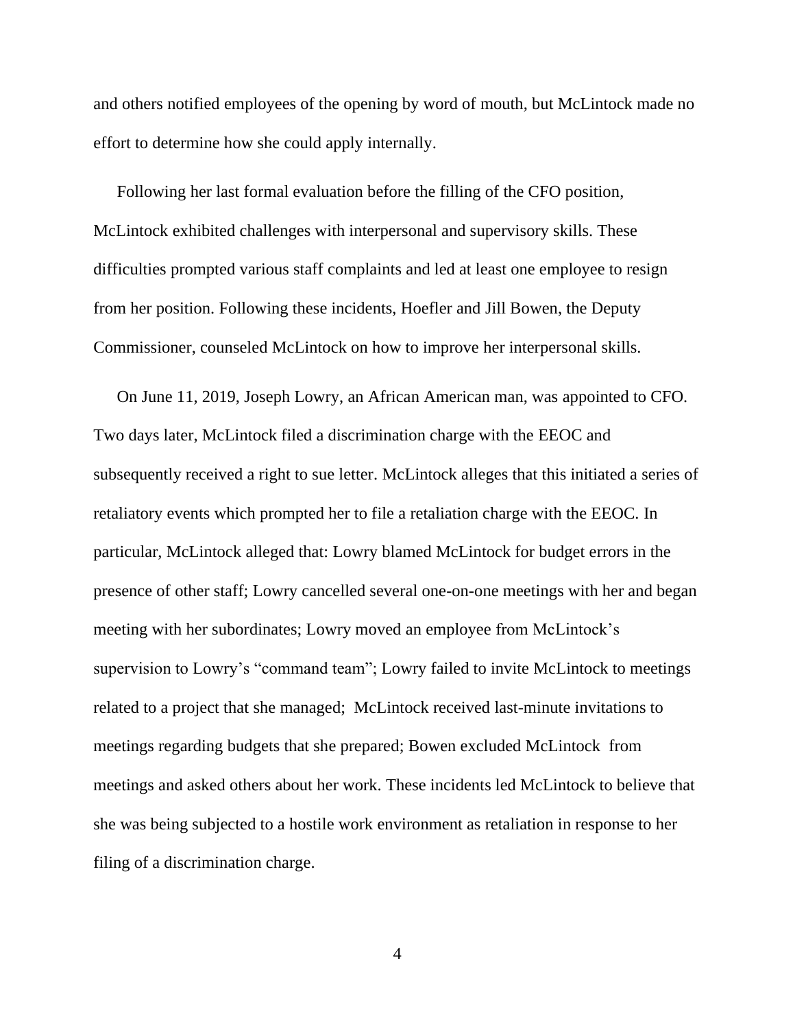and others notified employees of the opening by word of mouth, but McLintock made no effort to determine how she could apply internally.

Following her last formal evaluation before the filling of the CFO position, McLintock exhibited challenges with interpersonal and supervisory skills. These difficulties prompted various staff complaints and led at least one employee to resign from her position. Following these incidents, Hoefler and Jill Bowen, the Deputy Commissioner, counseled McLintock on how to improve her interpersonal skills.

On June 11, 2019, Joseph Lowry, an African American man, was appointed to CFO. Two days later, McLintock filed a discrimination charge with the EEOC and subsequently received a right to sue letter. McLintock alleges that this initiated a series of retaliatory events which prompted her to file a retaliation charge with the EEOC. In particular, McLintock alleged that: Lowry blamed McLintock for budget errors in the presence of other staff; Lowry cancelled several one-on-one meetings with her and began meeting with her subordinates; Lowry moved an employee from McLintock's supervision to Lowry's "command team"; Lowry failed to invite McLintock to meetings related to a project that she managed; McLintock received last-minute invitations to meetings regarding budgets that she prepared; Bowen excluded McLintock from meetings and asked others about her work. These incidents led McLintock to believe that she was being subjected to a hostile work environment as retaliation in response to her filing of a discrimination charge.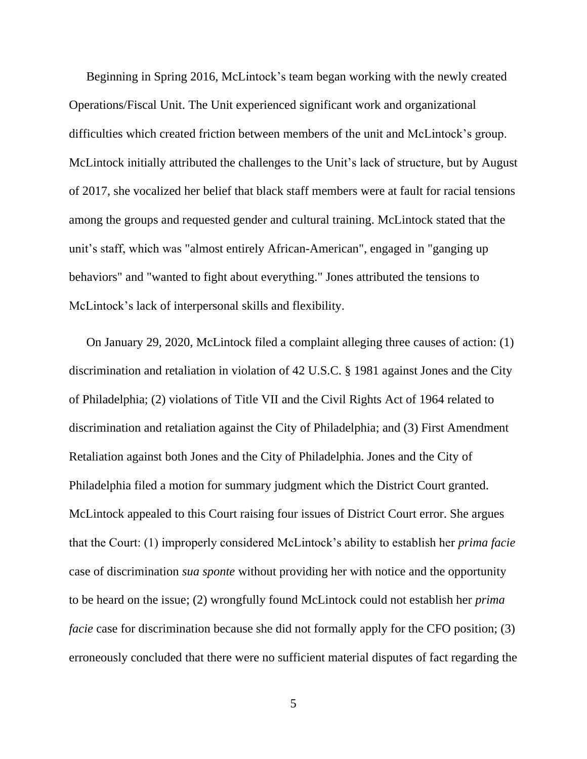Beginning in Spring 2016, McLintock's team began working with the newly created Operations/Fiscal Unit. The Unit experienced significant work and organizational difficulties which created friction between members of the unit and McLintock's group. McLintock initially attributed the challenges to the Unit's lack of structure, but by August of 2017, she vocalized her belief that black staff members were at fault for racial tensions among the groups and requested gender and cultural training. McLintock stated that the unit's staff, which was "almost entirely African-American", engaged in "ganging up behaviors" and "wanted to fight about everything." Jones attributed the tensions to McLintock's lack of interpersonal skills and flexibility.

On January 29, 2020, McLintock filed a complaint alleging three causes of action: (1) discrimination and retaliation in violation of 42 U.S.C. § 1981 against Jones and the City of Philadelphia; (2) violations of Title VII and the Civil Rights Act of 1964 related to discrimination and retaliation against the City of Philadelphia; and (3) First Amendment Retaliation against both Jones and the City of Philadelphia. Jones and the City of Philadelphia filed a motion for summary judgment which the District Court granted. McLintock appealed to this Court raising four issues of District Court error. She argues that the Court: (1) improperly considered McLintock's ability to establish her *prima facie* case of discrimination *sua sponte* without providing her with notice and the opportunity to be heard on the issue; (2) wrongfully found McLintock could not establish her *prima facie* case for discrimination because she did not formally apply for the CFO position; (3) erroneously concluded that there were no sufficient material disputes of fact regarding the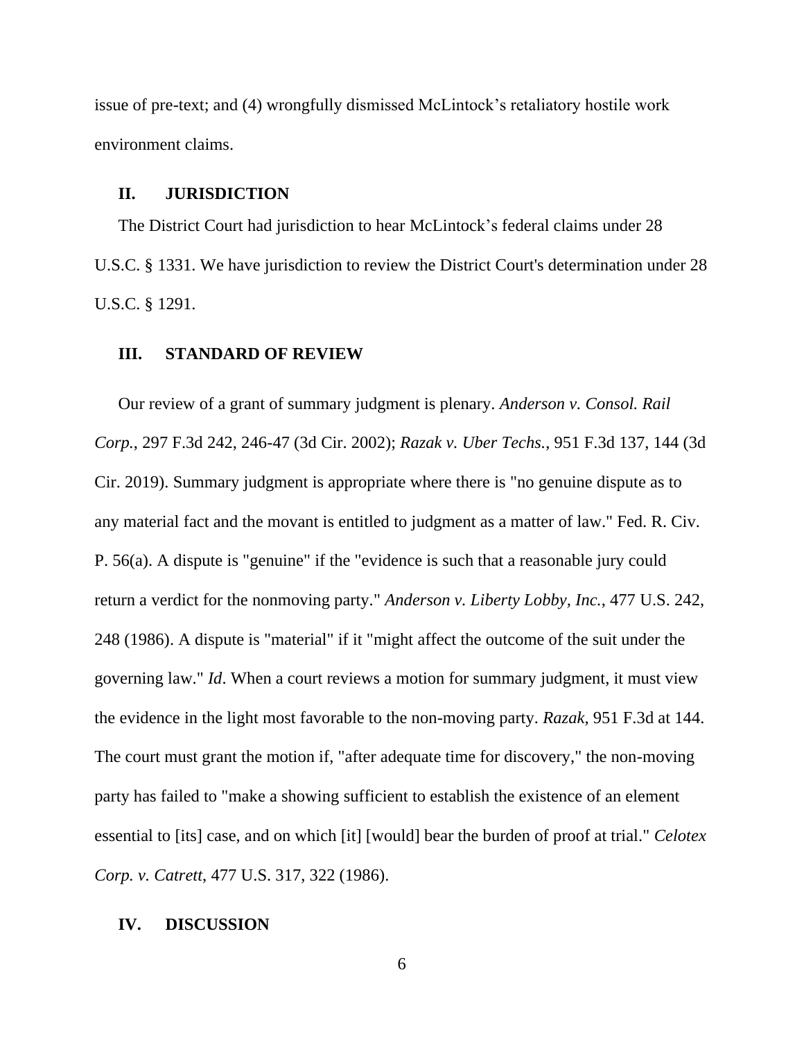issue of pre-text; and (4) wrongfully dismissed McLintock's retaliatory hostile work environment claims.

## II. JURISDICTION

The District Court had jurisdiction to hear McLintock's federal claims under 28 U.S.C. § 1331. We have jurisdiction to review the District Court's determination under 28 U.S.C. § 1291.

## III. STANDARD OF REVIEW

Our review of a grant of summary judgment is plenary. *Anderson v. Consol. Rail Corp.*, 297 F.3d 242, 246-47 (3d Cir. 2002); *Razak v. Uber Techs.*, 951 F.3d 137, 144 (3d Cir. 2019). Summary judgment is appropriate where there is "no genuine dispute as to any material fact and the movant is entitled to judgment as a matter of law." Fed. R. Civ. P. 56(a). A dispute is "genuine" if the "evidence is such that a reasonable jury could return a verdict for the nonmoving party." *Anderson v. Liberty Lobby, Inc.*, 477 U.S. 242, 248 (1986). A dispute is "material" if it "might affect the outcome of the suit under the governing law." *Id*. When a court reviews a motion for summary judgment, it must view the evidence in the light most favorable to the non-moving party. *Razak*, 951 F.3d at 144. The court must grant the motion if, "after adequate time for discovery," the non-moving party has failed to "make a showing sufficient to establish the existence of an element essential to [its] case, and on which [it] [would] bear the burden of proof at trial." *Celotex Corp. v. Catrett*, 477 U.S. 317, 322 (1986).

## IV. DISCUSSION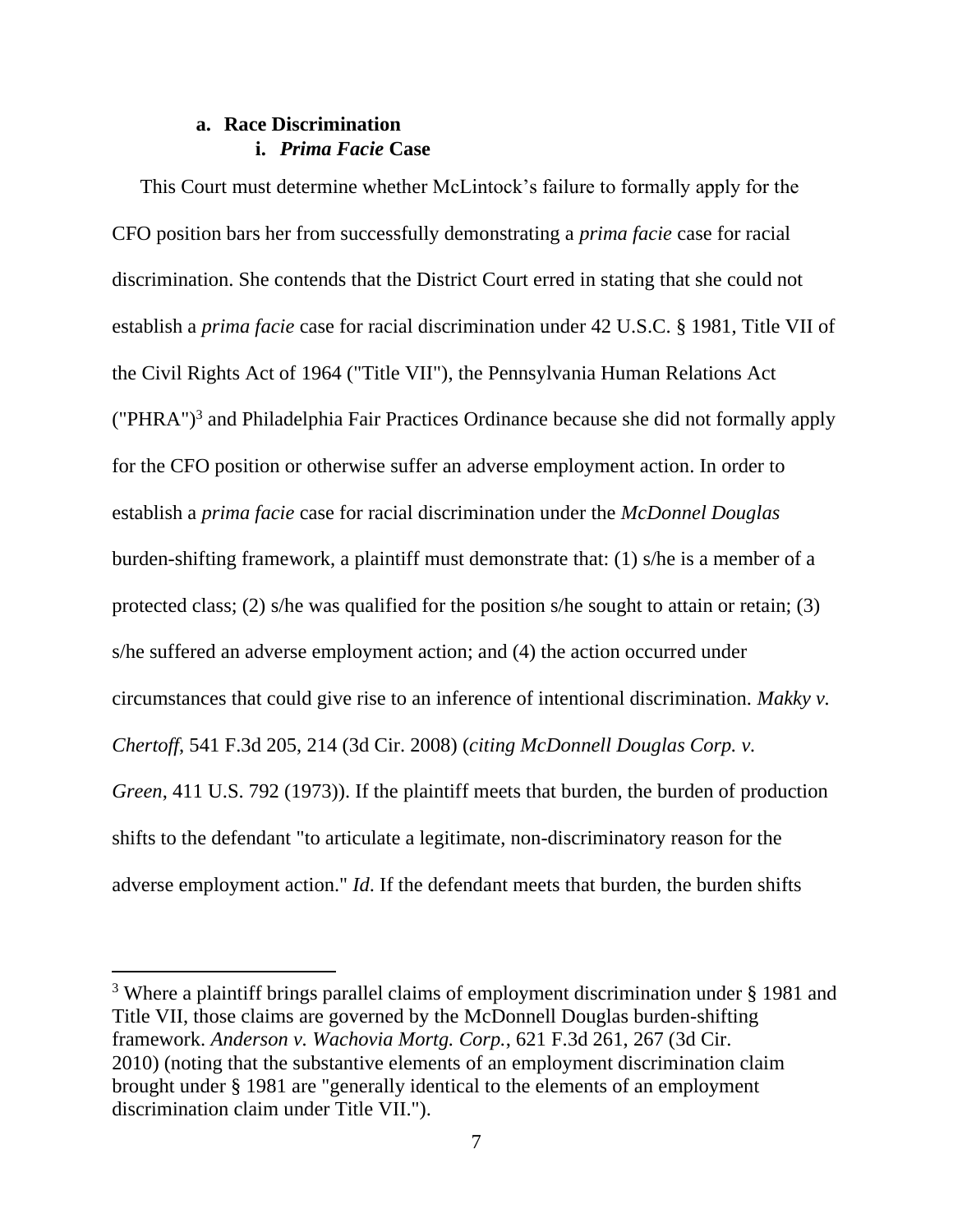#### a. **Race Discrimination**

##### i. ***Prima Facie*** **Case**

This Court must determine whether McLintock's failure to formally apply for the CFO position bars her from successfully demonstrating a *prima facie* case for racial discrimination. She contends that the District Court erred in stating that she could not establish a *prima facie* case for racial discrimination under 42 U.S.C. § 1981, Title VII of the Civil Rights Act of 1964 ("Title VII"), the Pennsylvania Human Relations Act ("PHRA")[3] and Philadelphia Fair Practices Ordinance because she did not formally apply for the CFO position or otherwise suffer an adverse employment action. In order to establish a *prima facie* case for racial discrimination under the *McDonnel Douglas* burden-shifting framework, a plaintiff must demonstrate that: (1) s/he is a member of a protected class; (2) s/he was qualified for the position s/he sought to attain or retain; (3) s/he suffered an adverse employment action; and (4) the action occurred under circumstances that could give rise to an inference of intentional discrimination. *Makky v. Chertoff*, 541 F.3d 205, 214 (3d Cir. 2008) (*citing McDonnell Douglas Corp. v. Green*, 411 U.S. 792 (1973)). If the plaintiff meets that burden, the burden of production shifts to the defendant "to articulate a legitimate, non-discriminatory reason for the adverse employment action." *Id*. If the defendant meets that burden, the burden shifts

---

[3] Where a plaintiff brings parallel claims of employment discrimination under § 1981 and Title VII, those claims are governed by the McDonnell Douglas burden-shifting framework. *Anderson v. Wachovia Mortg. Corp.*, 621 F.3d 261, 267 (3d Cir. 2010) (noting that the substantive elements of an employment discrimination claim brought under § 1981 are "generally identical to the elements of an employment discrimination claim under Title VII.").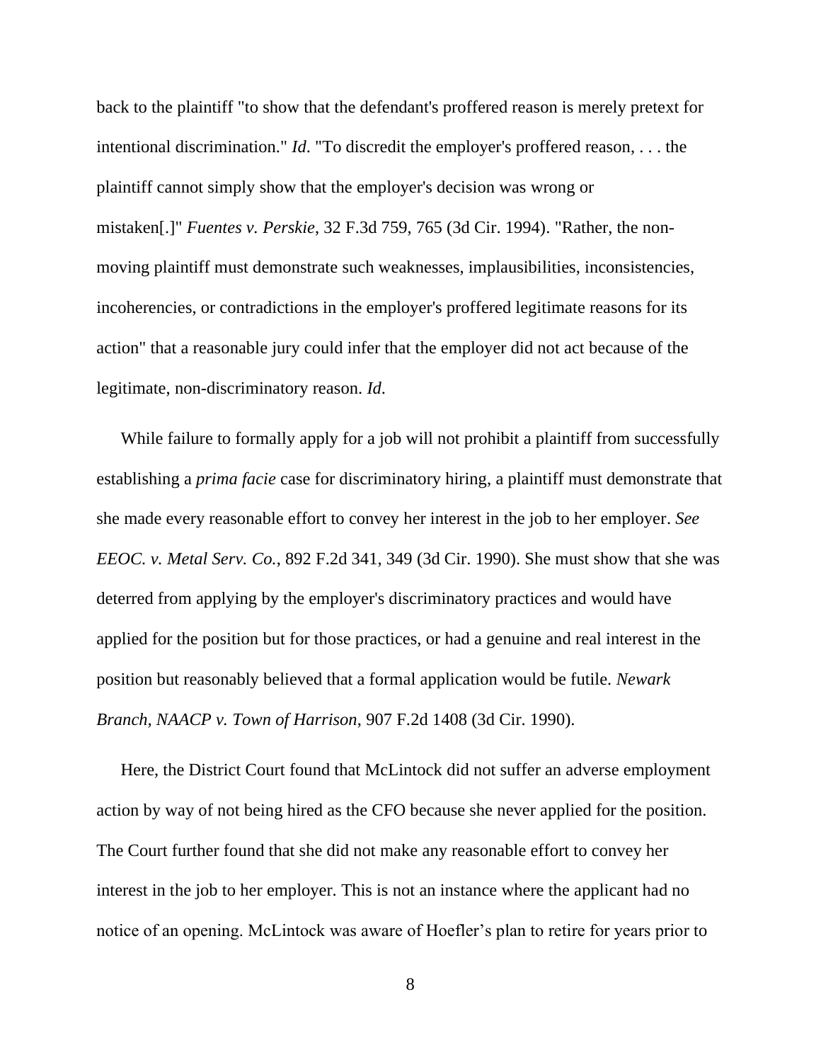back to the plaintiff "to show that the defendant's proffered reason is merely pretext for intentional discrimination." *Id*. "To discredit the employer's proffered reason, . . . the plaintiff cannot simply show that the employer's decision was wrong or mistaken[.]" *Fuentes v. Perskie*, 32 F.3d 759, 765 (3d Cir. 1994). "Rather, the non-moving plaintiff must demonstrate such weaknesses, implausibilities, inconsistencies, incoherencies, or contradictions in the employer's proffered legitimate reasons for its action" that a reasonable jury could infer that the employer did not act because of the legitimate, non-discriminatory reason. *Id*.

While failure to formally apply for a job will not prohibit a plaintiff from successfully establishing a *prima facie* case for discriminatory hiring, a plaintiff must demonstrate that she made every reasonable effort to convey her interest in the job to her employer. *See EEOC. v. Metal Serv. Co.*, 892 F.2d 341, 349 (3d Cir. 1990). She must show that she was deterred from applying by the employer's discriminatory practices and would have applied for the position but for those practices, or had a genuine and real interest in the position but reasonably believed that a formal application would be futile. *Newark Branch, NAACP v. Town of Harrison*, 907 F.2d 1408 (3d Cir. 1990).

Here, the District Court found that McLintock did not suffer an adverse employment action by way of not being hired as the CFO because she never applied for the position. The Court further found that she did not make any reasonable effort to convey her interest in the job to her employer. This is not an instance where the applicant had no notice of an opening. McLintock was aware of Hoefler's plan to retire for years prior to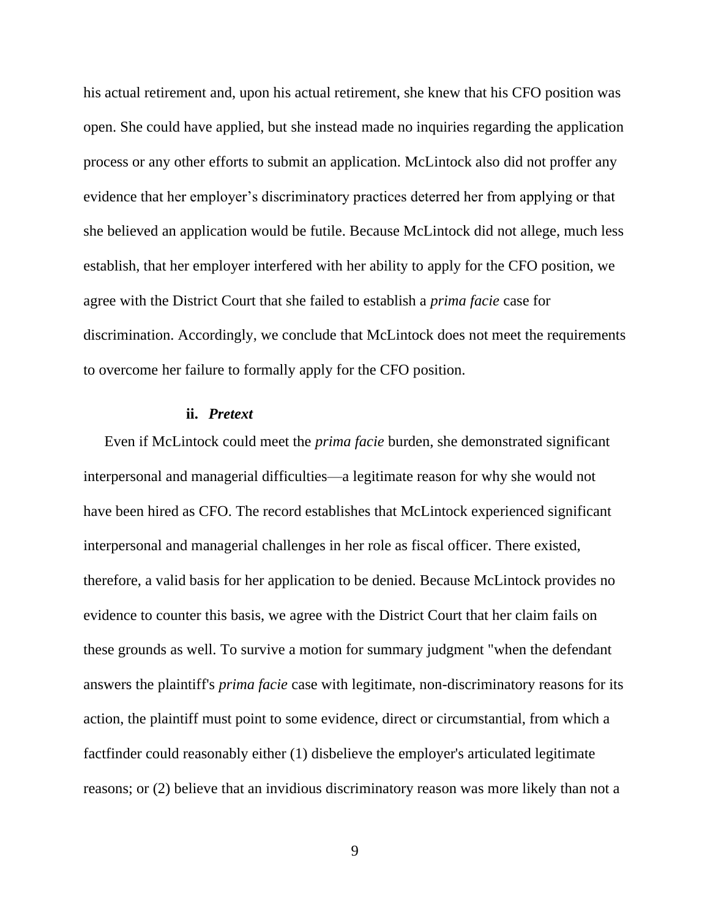his actual retirement and, upon his actual retirement, she knew that his CFO position was open. She could have applied, but she instead made no inquiries regarding the application process or any other efforts to submit an application. McLintock also did not proffer any evidence that her employer's discriminatory practices deterred her from applying or that she believed an application would be futile. Because McLintock did not allege, much less establish, that her employer interfered with her ability to apply for the CFO position, we agree with the District Court that she failed to establish a *prima facie* case for discrimination. Accordingly, we conclude that McLintock does not meet the requirements to overcome her failure to formally apply for the CFO position.

#### ii. *Pretext*

Even if McLintock could meet the *prima facie* burden, she demonstrated significant interpersonal and managerial difficulties—a legitimate reason for why she would not have been hired as CFO. The record establishes that McLintock experienced significant interpersonal and managerial challenges in her role as fiscal officer. There existed, therefore, a valid basis for her application to be denied. Because McLintock provides no evidence to counter this basis, we agree with the District Court that her claim fails on these grounds as well. To survive a motion for summary judgment "when the defendant answers the plaintiff's *prima facie* case with legitimate, non-discriminatory reasons for its action, the plaintiff must point to some evidence, direct or circumstantial, from which a factfinder could reasonably either (1) disbelieve the employer's articulated legitimate reasons; or (2) believe that an invidious discriminatory reason was more likely than not a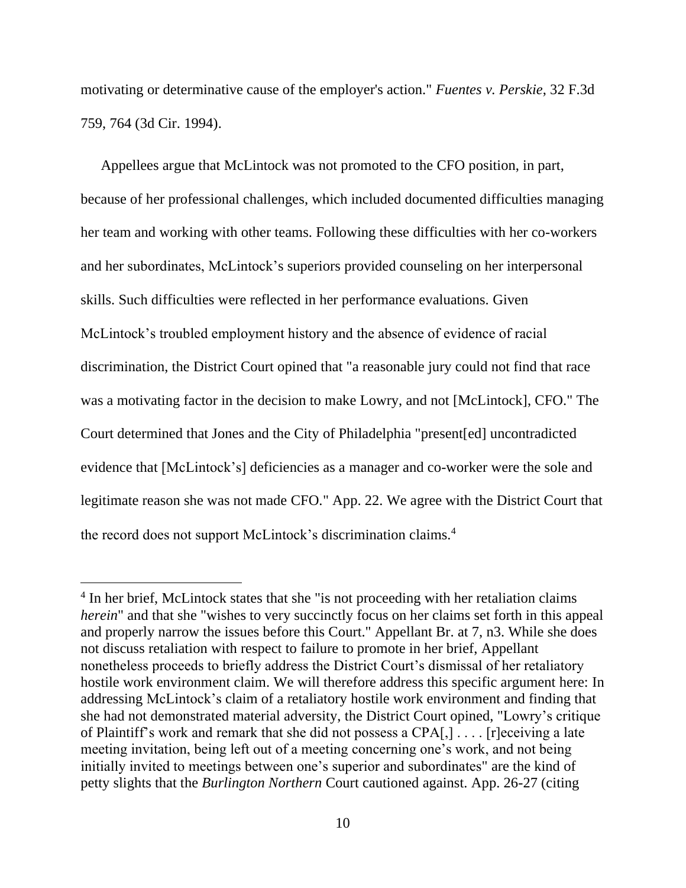motivating or determinative cause of the employer's action." *Fuentes v. Perskie*, 32 F.3d 759, 764 (3d Cir. 1994).

Appellees argue that McLintock was not promoted to the CFO position, in part, because of her professional challenges, which included documented difficulties managing her team and working with other teams. Following these difficulties with her co-workers and her subordinates, McLintock's superiors provided counseling on her interpersonal skills. Such difficulties were reflected in her performance evaluations. Given McLintock's troubled employment history and the absence of evidence of racial discrimination, the District Court opined that "a reasonable jury could not find that race was a motivating factor in the decision to make Lowry, and not [McLintock], CFO." The Court determined that Jones and the City of Philadelphia "present[ed] uncontradicted evidence that [McLintock's] deficiencies as a manager and co-worker were the sole and legitimate reason she was not made CFO." App. 22. We agree with the District Court that the record does not support McLintock's discrimination claims.[4]

---

[4] In her brief, McLintock states that she "is not proceeding with her retaliation claims *herein*" and that she "wishes to very succinctly focus on her claims set forth in this appeal and properly narrow the issues before this Court." Appellant Br. at 7, n3. While she does not discuss retaliation with respect to failure to promote in her brief, Appellant nonetheless proceeds to briefly address the District Court's dismissal of her retaliatory hostile work environment claim. We will therefore address this specific argument here: In addressing McLintock's claim of a retaliatory hostile work environment and finding that she had not demonstrated material adversity, the District Court opined, "Lowry's critique of Plaintiff's work and remark that she did not possess a CPA[,] . . . . [r]eceiving a late meeting invitation, being left out of a meeting concerning one's work, and not being initially invited to meetings between one's superior and subordinates" are the kind of petty slights that the *Burlington Northern* Court cautioned against. App. 26-27 (citing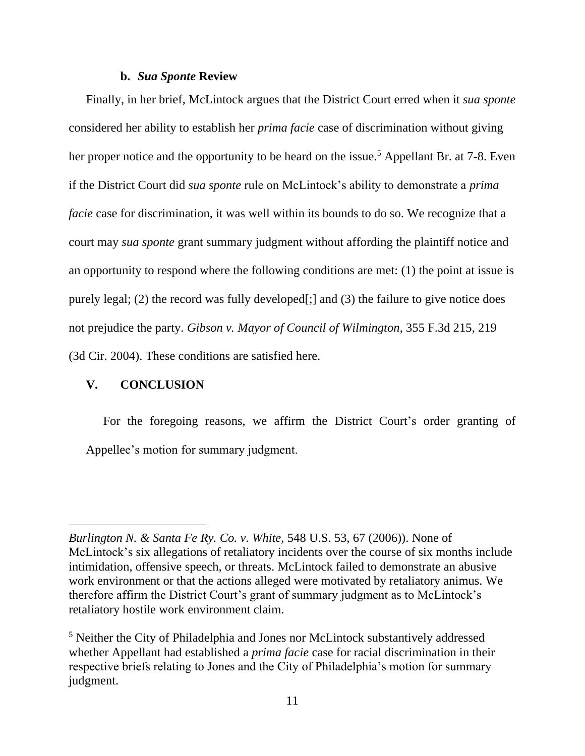### b. *Sua Sponte* Review

Finally, in her brief, McLintock argues that the District Court erred when it *sua sponte* considered her ability to establish her *prima facie* case of discrimination without giving her proper notice and the opportunity to be heard on the issue.[5] Appellant Br. at 7-8. Even if the District Court did *sua sponte* rule on McLintock's ability to demonstrate a *prima facie* case for discrimination, it was well within its bounds to do so. We recognize that a court may *sua sponte* grant summary judgment without affording the plaintiff notice and an opportunity to respond where the following conditions are met: (1) the point at issue is purely legal; (2) the record was fully developed[;] and (3) the failure to give notice does not prejudice the party. *Gibson v. Mayor of Council of Wilmington*, 355 F.3d 215, 219 (3d Cir. 2004). These conditions are satisfied here.

## V. CONCLUSION

For the foregoing reasons, we affirm the District Court's order granting of Appellee's motion for summary judgment.

---

*Burlington N. & Santa Fe Ry. Co. v. White*, 548 U.S. 53, 67 (2006)). None of McLintock's six allegations of retaliatory incidents over the course of six months include intimidation, offensive speech, or threats. McLintock failed to demonstrate an abusive work environment or that the actions alleged were motivated by retaliatory animus. We therefore affirm the District Court's grant of summary judgment as to McLintock's retaliatory hostile work environment claim.

[5] Neither the City of Philadelphia and Jones nor McLintock substantively addressed whether Appellant had established a *prima facie* case for racial discrimination in their respective briefs relating to Jones and the City of Philadelphia's motion for summary judgment.